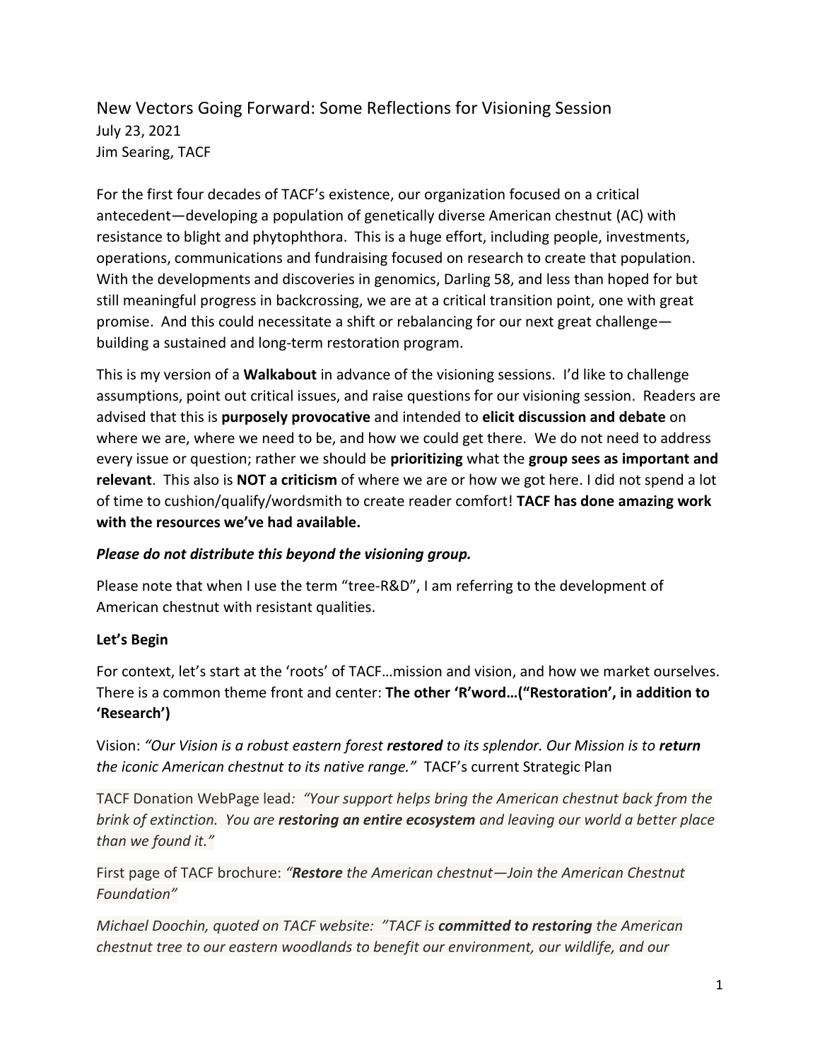# New Vectors Going Forward: Some Reflections for Visioning Session

July 23, 2021
Jim Searing, TACF

For the first four decades of TACF's existence, our organization focused on a critical antecedent—developing a population of genetically diverse American chestnut (AC) with resistance to blight and phytophthora. This is a huge effort, including people, investments, operations, communications and fundraising focused on research to create that population. With the developments and discoveries in genomics, Darling 58, and less than hoped for but still meaningful progress in backcrossing, we are at a critical transition point, one with great promise. And this could necessitate a shift or rebalancing for our next great challenge—building a sustained and long-term restoration program.

This is my version of a **Walkabout** in advance of the visioning sessions. I'd like to challenge assumptions, point out critical issues, and raise questions for our visioning session. Readers are advised that this is **purposely provocative** and intended to **elicit discussion and debate** on where we are, where we need to be, and how we could get there. We do not need to address every issue or question; rather we should be **prioritizing** what the **group sees as important and relevant**. This also is **NOT a criticism** of where we are or how we got here. I did not spend a lot of time to cushion/qualify/wordsmith to create reader comfort! **TACF has done amazing work with the resources we've had available.**

***Please do not distribute this beyond the visioning group.***

Please note that when I use the term "tree-R&D", I am referring to the development of American chestnut with resistant qualities.

**Let's Begin**

For context, let's start at the 'roots' of TACF…mission and vision, and how we market ourselves. There is a common theme front and center: **The other 'R'word…("Restoration', in addition to 'Research')**

Vision: *"Our Vision is a robust eastern forest* ***restored*** *to its splendor. Our Mission is to* ***return the iconic American chestnut to its native range."*** TACF's current Strategic Plan

TACF Donation WebPage lead*: "Your support helps bring the American chestnut back from the brink of extinction. You are* ***restoring an entire ecosystem*** *and leaving our world a better place than we found it."*

First page of TACF brochure: *"****Restore*** *the American chestnut—Join the American Chestnut Foundation"*

*Michael Doochin, quoted on TACF website: "TACF is* ***committed to restoring*** *the American chestnut tree to our eastern woodlands to benefit our environment, our wildlife, and our*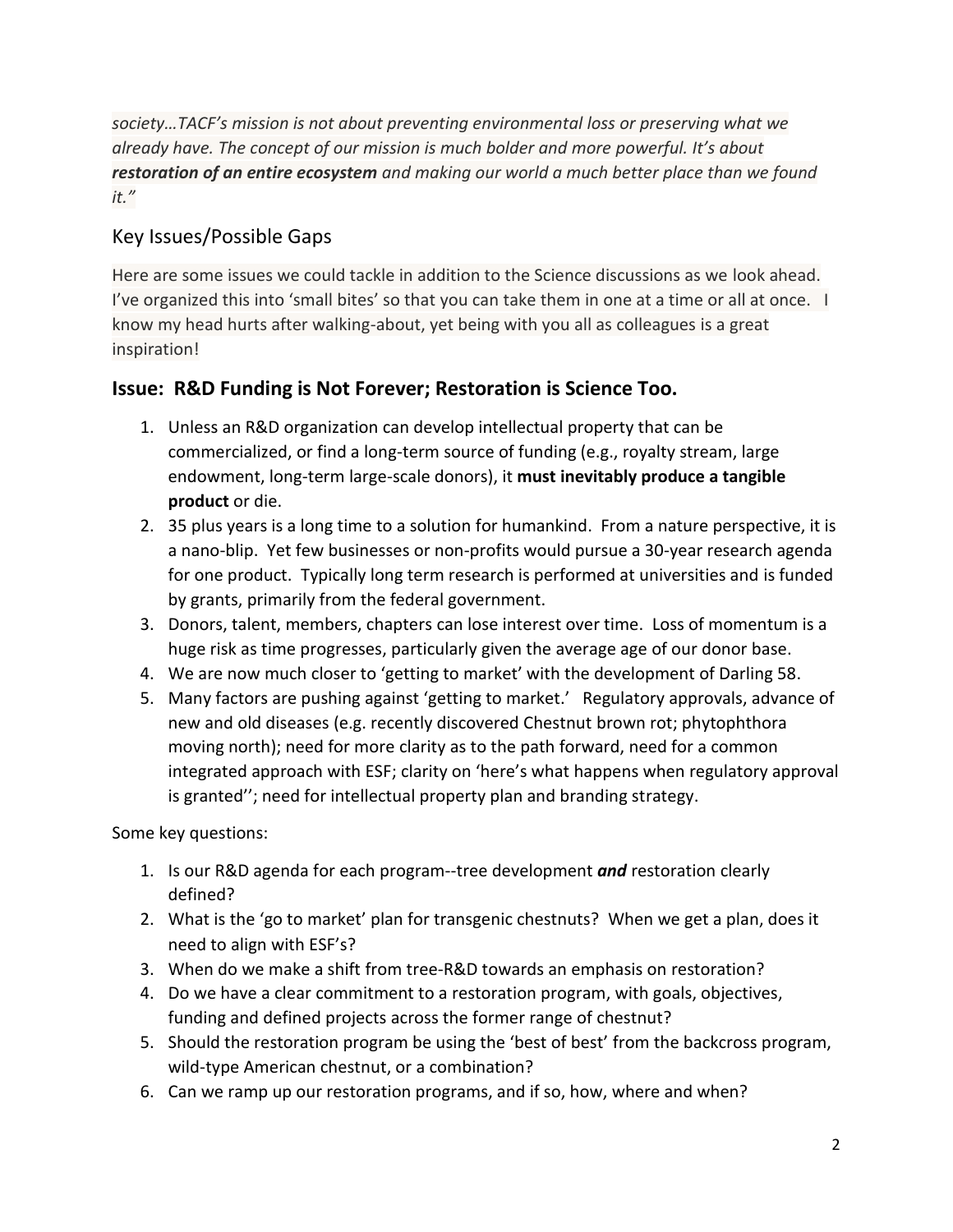*society…TACF's mission is not about preventing environmental loss or preserving what we already have. The concept of our mission is much bolder and more powerful. It's about **restoration of an entire ecosystem** and making our world a much better place than we found it."*

## Key Issues/Possible Gaps

Here are some issues we could tackle in addition to the Science discussions as we look ahead. I've organized this into 'small bites' so that you can take them in one at a time or all at once. I know my head hurts after walking-about, yet being with you all as colleagues is a great inspiration!

### Issue: R&D Funding is Not Forever; Restoration is Science Too.

1. Unless an R&D organization can develop intellectual property that can be commercialized, or find a long-term source of funding (e.g., royalty stream, large endowment, long-term large-scale donors), it **must inevitably produce a tangible product** or die.
2. 35 plus years is a long time to a solution for humankind. From a nature perspective, it is a nano-blip. Yet few businesses or non-profits would pursue a 30-year research agenda for one product. Typically long term research is performed at universities and is funded by grants, primarily from the federal government.
3. Donors, talent, members, chapters can lose interest over time. Loss of momentum is a huge risk as time progresses, particularly given the average age of our donor base.
4. We are now much closer to 'getting to market' with the development of Darling 58.
5. Many factors are pushing against 'getting to market.' Regulatory approvals, advance of new and old diseases (e.g. recently discovered Chestnut brown rot; phytophthora moving north); need for more clarity as to the path forward, need for a common integrated approach with ESF; clarity on 'here's what happens when regulatory approval is granted''; need for intellectual property plan and branding strategy.

Some key questions:

1. Is our R&D agenda for each program--tree development ***and*** restoration clearly defined?
2. What is the 'go to market' plan for transgenic chestnuts? When we get a plan, does it need to align with ESF's?
3. When do we make a shift from tree-R&D towards an emphasis on restoration?
4. Do we have a clear commitment to a restoration program, with goals, objectives, funding and defined projects across the former range of chestnut?
5. Should the restoration program be using the 'best of best' from the backcross program, wild-type American chestnut, or a combination?
6. Can we ramp up our restoration programs, and if so, how, where and when?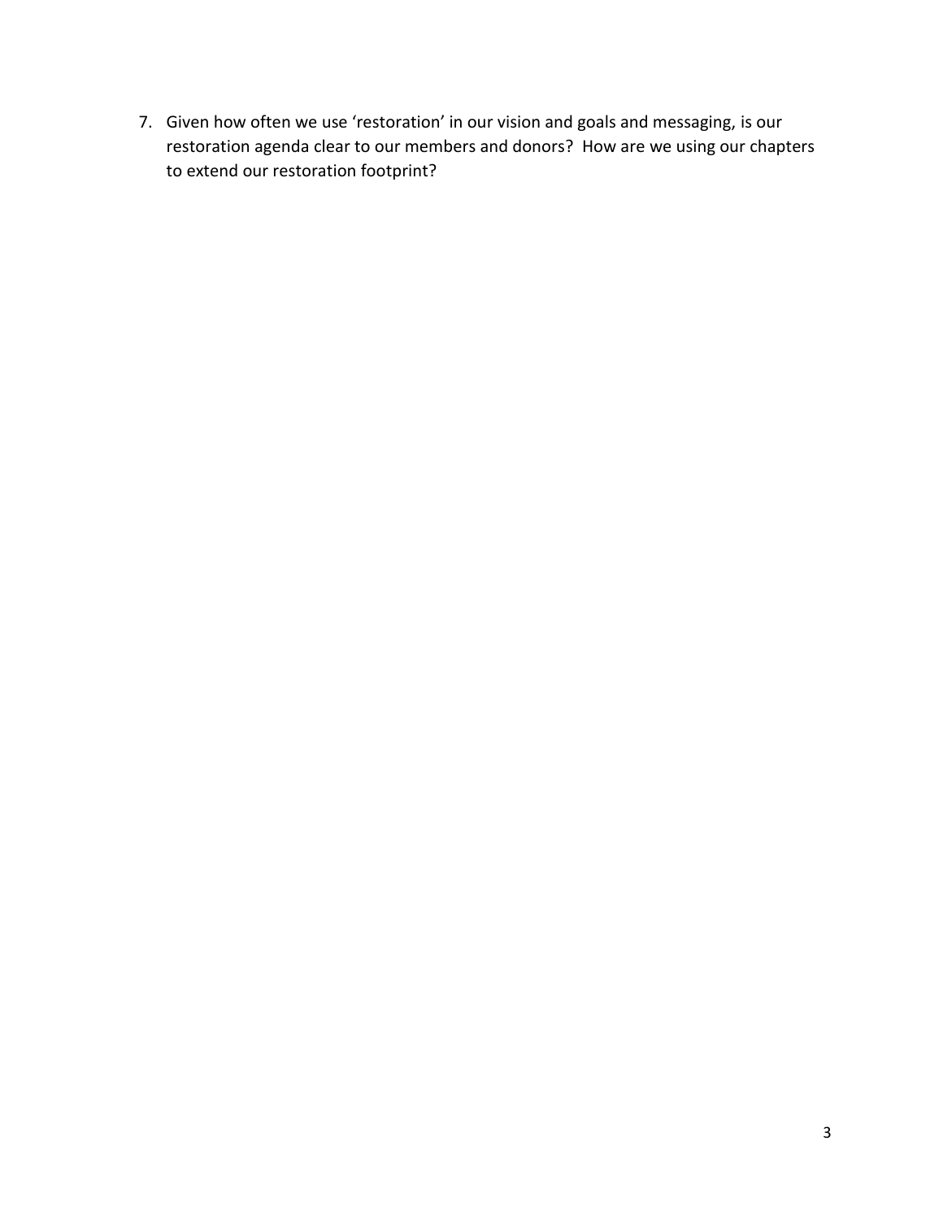7. Given how often we use 'restoration' in our vision and goals and messaging, is our restoration agenda clear to our members and donors? How are we using our chapters to extend our restoration footprint?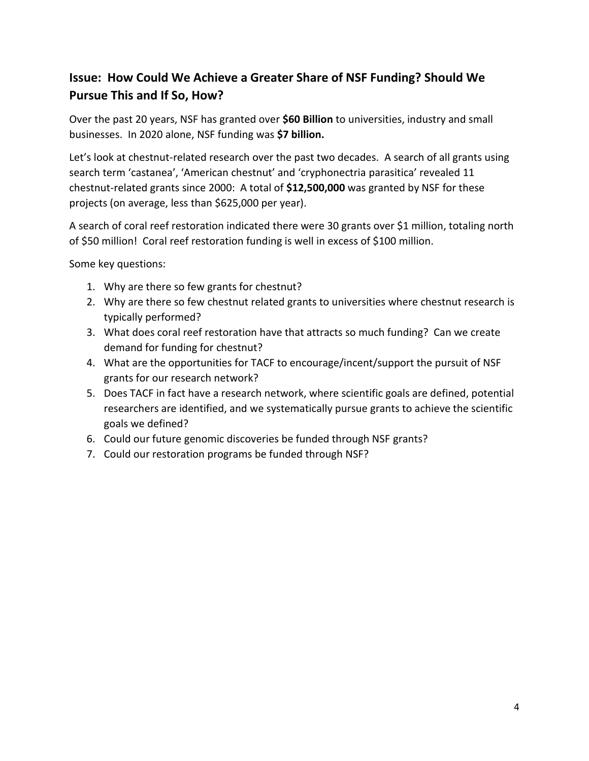## Issue: How Could We Achieve a Greater Share of NSF Funding? Should We Pursue This and If So, How?

Over the past 20 years, NSF has granted over **$60 Billion** to universities, industry and small businesses. In 2020 alone, NSF funding was **$7 billion.**

Let's look at chestnut-related research over the past two decades. A search of all grants using search term 'castanea', 'American chestnut' and 'cryphonectria parasitica' revealed 11 chestnut-related grants since 2000: A total of **$12,500,000** was granted by NSF for these projects (on average, less than $625,000 per year).

A search of coral reef restoration indicated there were 30 grants over $1 million, totaling north of $50 million! Coral reef restoration funding is well in excess of $100 million.

Some key questions:

1. Why are there so few grants for chestnut?
2. Why are there so few chestnut related grants to universities where chestnut research is typically performed?
3. What does coral reef restoration have that attracts so much funding? Can we create demand for funding for chestnut?
4. What are the opportunities for TACF to encourage/incent/support the pursuit of NSF grants for our research network?
5. Does TACF in fact have a research network, where scientific goals are defined, potential researchers are identified, and we systematically pursue grants to achieve the scientific goals we defined?
6. Could our future genomic discoveries be funded through NSF grants?
7. Could our restoration programs be funded through NSF?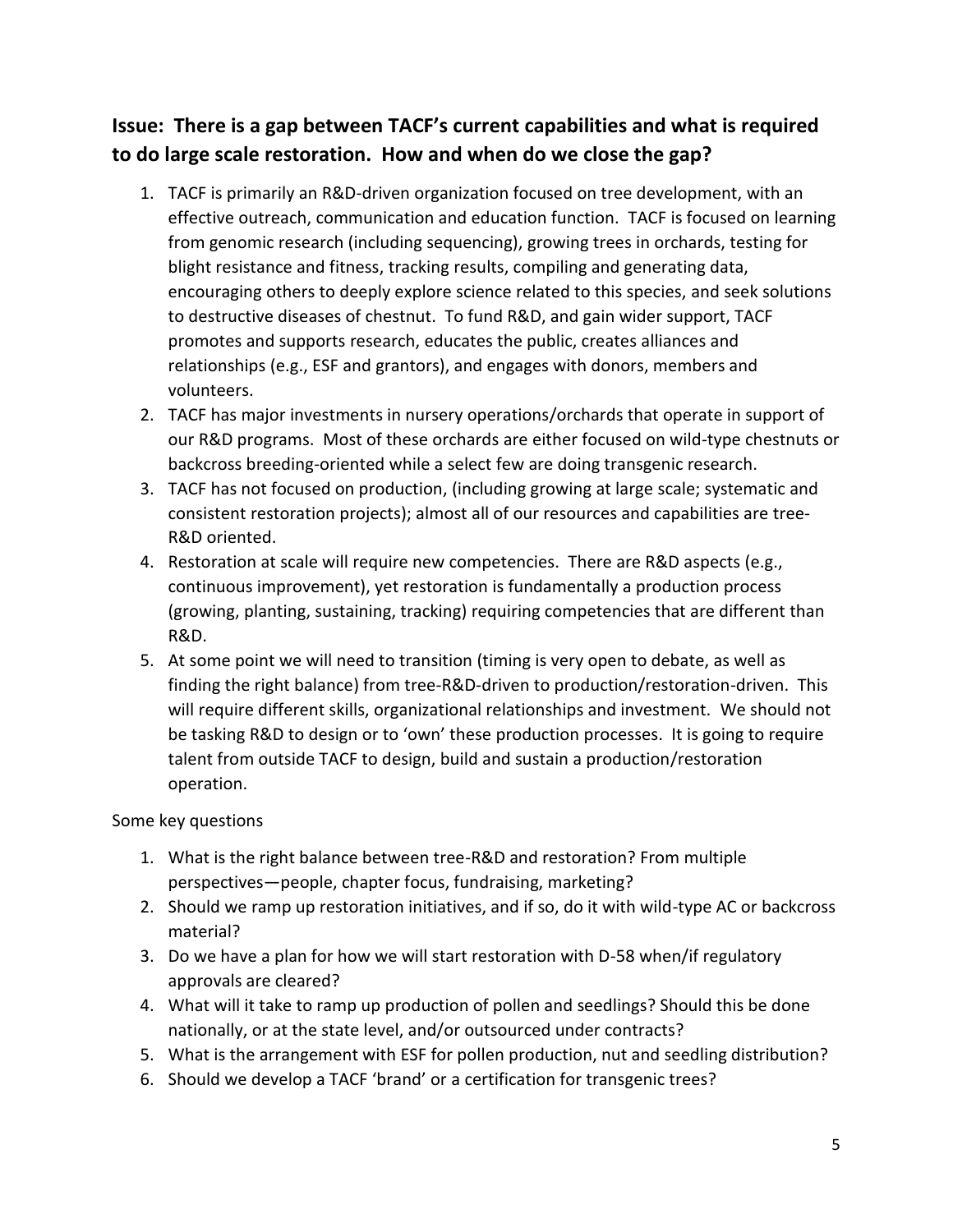## Issue: There is a gap between TACF's current capabilities and what is required to do large scale restoration. How and when do we close the gap?

1. TACF is primarily an R&D-driven organization focused on tree development, with an effective outreach, communication and education function. TACF is focused on learning from genomic research (including sequencing), growing trees in orchards, testing for blight resistance and fitness, tracking results, compiling and generating data, encouraging others to deeply explore science related to this species, and seek solutions to destructive diseases of chestnut. To fund R&D, and gain wider support, TACF promotes and supports research, educates the public, creates alliances and relationships (e.g., ESF and grantors), and engages with donors, members and volunteers.
2. TACF has major investments in nursery operations/orchards that operate in support of our R&D programs. Most of these orchards are either focused on wild-type chestnuts or backcross breeding-oriented while a select few are doing transgenic research.
3. TACF has not focused on production, (including growing at large scale; systematic and consistent restoration projects); almost all of our resources and capabilities are tree-R&D oriented.
4. Restoration at scale will require new competencies. There are R&D aspects (e.g., continuous improvement), yet restoration is fundamentally a production process (growing, planting, sustaining, tracking) requiring competencies that are different than R&D.
5. At some point we will need to transition (timing is very open to debate, as well as finding the right balance) from tree-R&D-driven to production/restoration-driven. This will require different skills, organizational relationships and investment. We should not be tasking R&D to design or to 'own' these production processes. It is going to require talent from outside TACF to design, build and sustain a production/restoration operation.

Some key questions

1. What is the right balance between tree-R&D and restoration? From multiple perspectives—people, chapter focus, fundraising, marketing?
2. Should we ramp up restoration initiatives, and if so, do it with wild-type AC or backcross material?
3. Do we have a plan for how we will start restoration with D-58 when/if regulatory approvals are cleared?
4. What will it take to ramp up production of pollen and seedlings? Should this be done nationally, or at the state level, and/or outsourced under contracts?
5. What is the arrangement with ESF for pollen production, nut and seedling distribution?
6. Should we develop a TACF 'brand' or a certification for transgenic trees?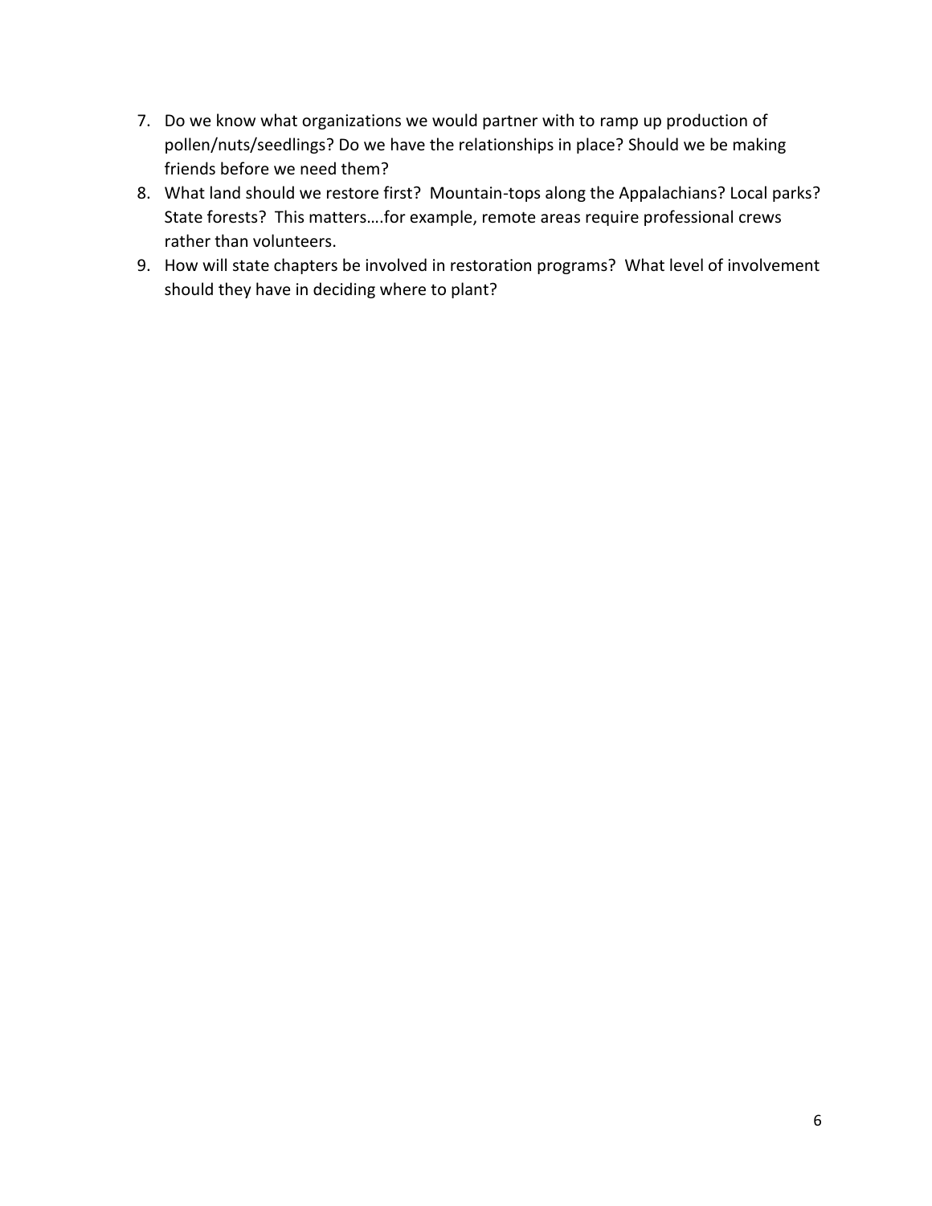7. Do we know what organizations we would partner with to ramp up production of pollen/nuts/seedlings? Do we have the relationships in place? Should we be making friends before we need them?
8. What land should we restore first? Mountain-tops along the Appalachians? Local parks? State forests? This matters….for example, remote areas require professional crews rather than volunteers.
9. How will state chapters be involved in restoration programs? What level of involvement should they have in deciding where to plant?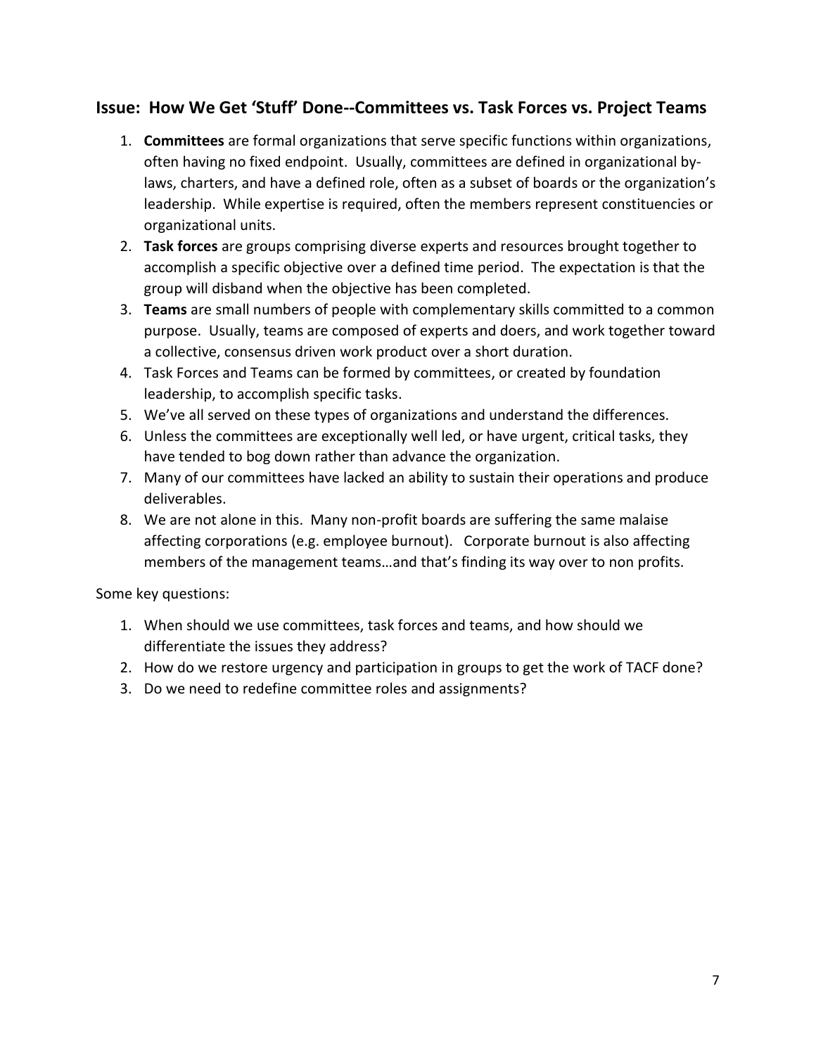## Issue: How We Get 'Stuff' Done--Committees vs. Task Forces vs. Project Teams

1. **Committees** are formal organizations that serve specific functions within organizations, often having no fixed endpoint. Usually, committees are defined in organizational by-laws, charters, and have a defined role, often as a subset of boards or the organization's leadership. While expertise is required, often the members represent constituencies or organizational units.
2. **Task forces** are groups comprising diverse experts and resources brought together to accomplish a specific objective over a defined time period. The expectation is that the group will disband when the objective has been completed.
3. **Teams** are small numbers of people with complementary skills committed to a common purpose. Usually, teams are composed of experts and doers, and work together toward a collective, consensus driven work product over a short duration.
4. Task Forces and Teams can be formed by committees, or created by foundation leadership, to accomplish specific tasks.
5. We've all served on these types of organizations and understand the differences.
6. Unless the committees are exceptionally well led, or have urgent, critical tasks, they have tended to bog down rather than advance the organization.
7. Many of our committees have lacked an ability to sustain their operations and produce deliverables.
8. We are not alone in this. Many non-profit boards are suffering the same malaise affecting corporations (e.g. employee burnout). Corporate burnout is also affecting members of the management teams…and that's finding its way over to non profits.

Some key questions:

1. When should we use committees, task forces and teams, and how should we differentiate the issues they address?
2. How do we restore urgency and participation in groups to get the work of TACF done?
3. Do we need to redefine committee roles and assignments?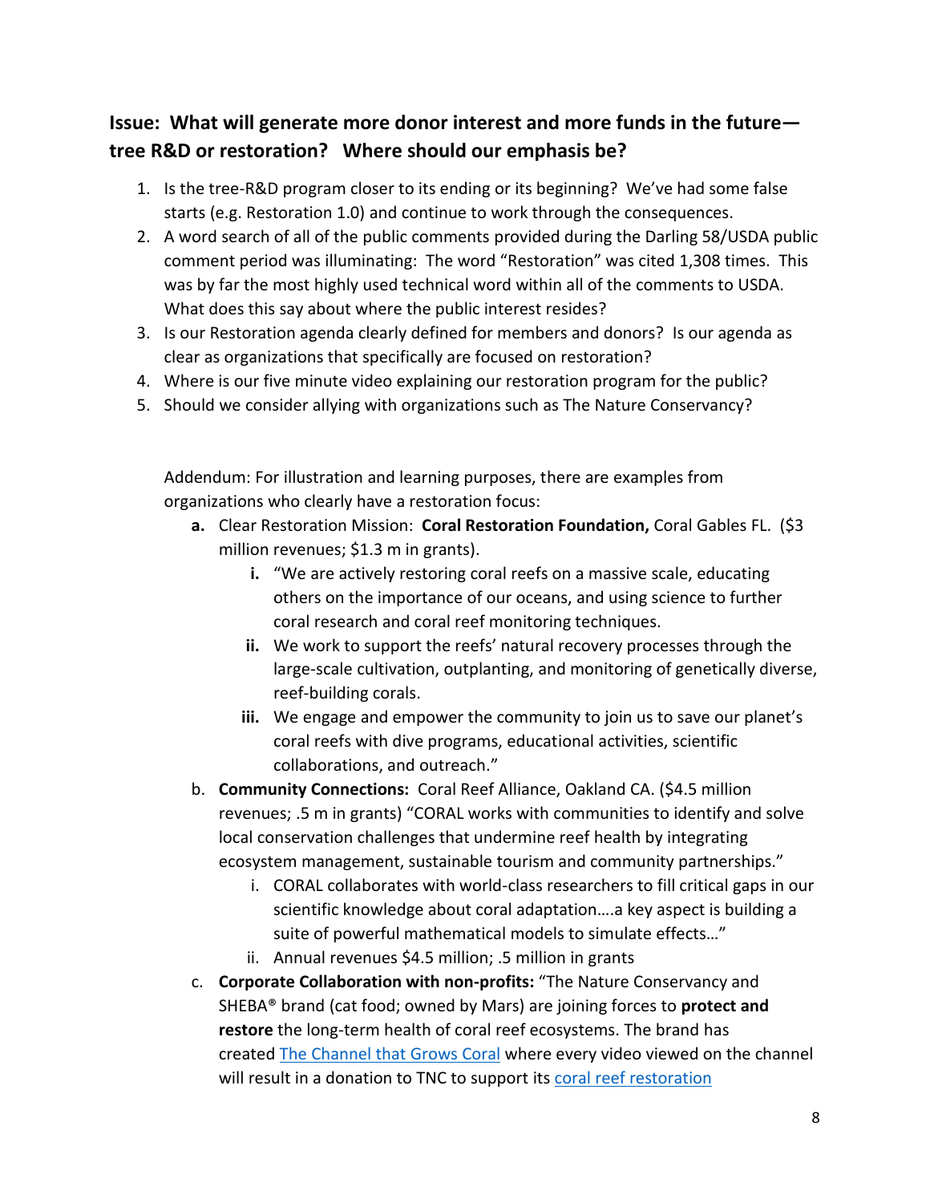## Issue: What will generate more donor interest and more funds in the future—tree R&D or restoration? Where should our emphasis be?

1. Is the tree-R&D program closer to its ending or its beginning? We've had some false starts (e.g. Restoration 1.0) and continue to work through the consequences.
2. A word search of all of the public comments provided during the Darling 58/USDA public comment period was illuminating: The word "Restoration" was cited 1,308 times. This was by far the most highly used technical word within all of the comments to USDA. What does this say about where the public interest resides?
3. Is our Restoration agenda clearly defined for members and donors? Is our agenda as clear as organizations that specifically are focused on restoration?
4. Where is our five minute video explaining our restoration program for the public?
5. Should we consider allying with organizations such as The Nature Conservancy?

Addendum: For illustration and learning purposes, there are examples from organizations who clearly have a restoration focus:

- **a.** Clear Restoration Mission: **Coral Restoration Foundation,** Coral Gables FL. ($3 million revenues; $1.3 m in grants).
    - **i.** "We are actively restoring coral reefs on a massive scale, educating others on the importance of our oceans, and using science to further coral research and coral reef monitoring techniques.
    - **ii.** We work to support the reefs' natural recovery processes through the large-scale cultivation, outplanting, and monitoring of genetically diverse, reef-building corals.
    - **iii.** We engage and empower the community to join us to save our planet's coral reefs with dive programs, educational activities, scientific collaborations, and outreach."
- b. **Community Connections:** Coral Reef Alliance, Oakland CA. ($4.5 million revenues; .5 m in grants) "CORAL works with communities to identify and solve local conservation challenges that undermine reef health by integrating ecosystem management, sustainable tourism and community partnerships."
    - i. CORAL collaborates with world-class researchers to fill critical gaps in our scientific knowledge about coral adaptation….a key aspect is building a suite of powerful mathematical models to simulate effects…"
    - ii. Annual revenues $4.5 million; .5 million in grants
- c. **Corporate Collaboration with non-profits:** "The Nature Conservancy and SHEBA® brand (cat food; owned by Mars) are joining forces to **protect and restore** the long-term health of coral reef ecosystems. The brand has created The Channel that Grows Coral where every video viewed on the channel will result in a donation to TNC to support its coral reef restoration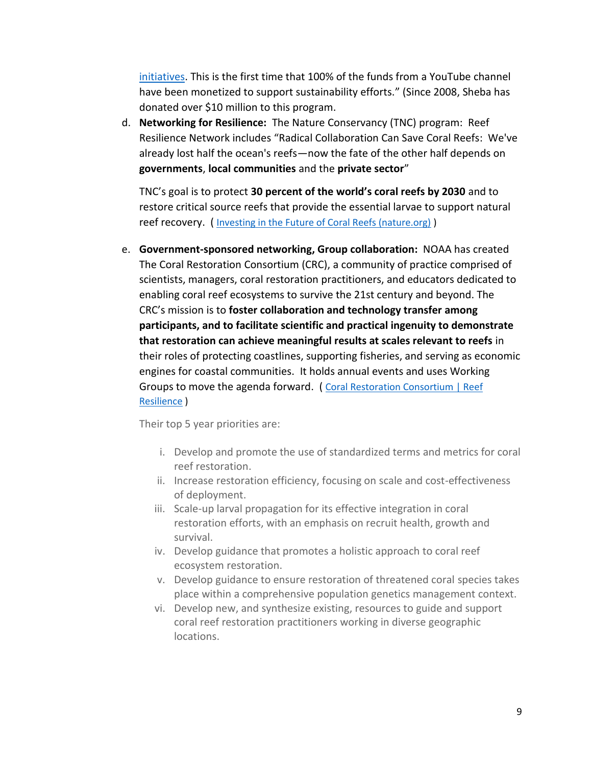[initiatives](). This is the first time that 100% of the funds from a YouTube channel have been monetized to support sustainability efforts." (Since 2008, Sheba has donated over $10 million to this program.

d. **Networking for Resilience:** The Nature Conservancy (TNC) program: Reef Resilience Network includes "Radical Collaboration Can Save Coral Reefs: We've already lost half the ocean's reefs—now the fate of the other half depends on **governments**, **local communities** and the **private sector**"

   TNC's goal is to protect **30 percent of the world's coral reefs by 2030** and to restore critical source reefs that provide the essential larvae to support natural reef recovery. ( [Investing in the Future of Coral Reefs (nature.org)]() )

e. **Government-sponsored networking, Group collaboration:** NOAA has created The Coral Restoration Consortium (CRC), a community of practice comprised of scientists, managers, coral restoration practitioners, and educators dedicated to enabling coral reef ecosystems to survive the 21st century and beyond. The CRC's mission is to **foster collaboration and technology transfer among participants, and to facilitate scientific and practical ingenuity to demonstrate that restoration can achieve meaningful results at scales relevant to reefs** in their roles of protecting coastlines, supporting fisheries, and serving as economic engines for coastal communities. It holds annual events and uses Working Groups to move the agenda forward. ( [Coral Restoration Consortium | Reef Resilience]() )

   Their top 5 year priorities are:

   i. Develop and promote the use of standardized terms and metrics for coral reef restoration.
   ii. Increase restoration efficiency, focusing on scale and cost-effectiveness of deployment.
   iii. Scale-up larval propagation for its effective integration in coral restoration efforts, with an emphasis on recruit health, growth and survival.
   iv. Develop guidance that promotes a holistic approach to coral reef ecosystem restoration.
   v. Develop guidance to ensure restoration of threatened coral species takes place within a comprehensive population genetics management context.
   vi. Develop new, and synthesize existing, resources to guide and support coral reef restoration practitioners working in diverse geographic locations.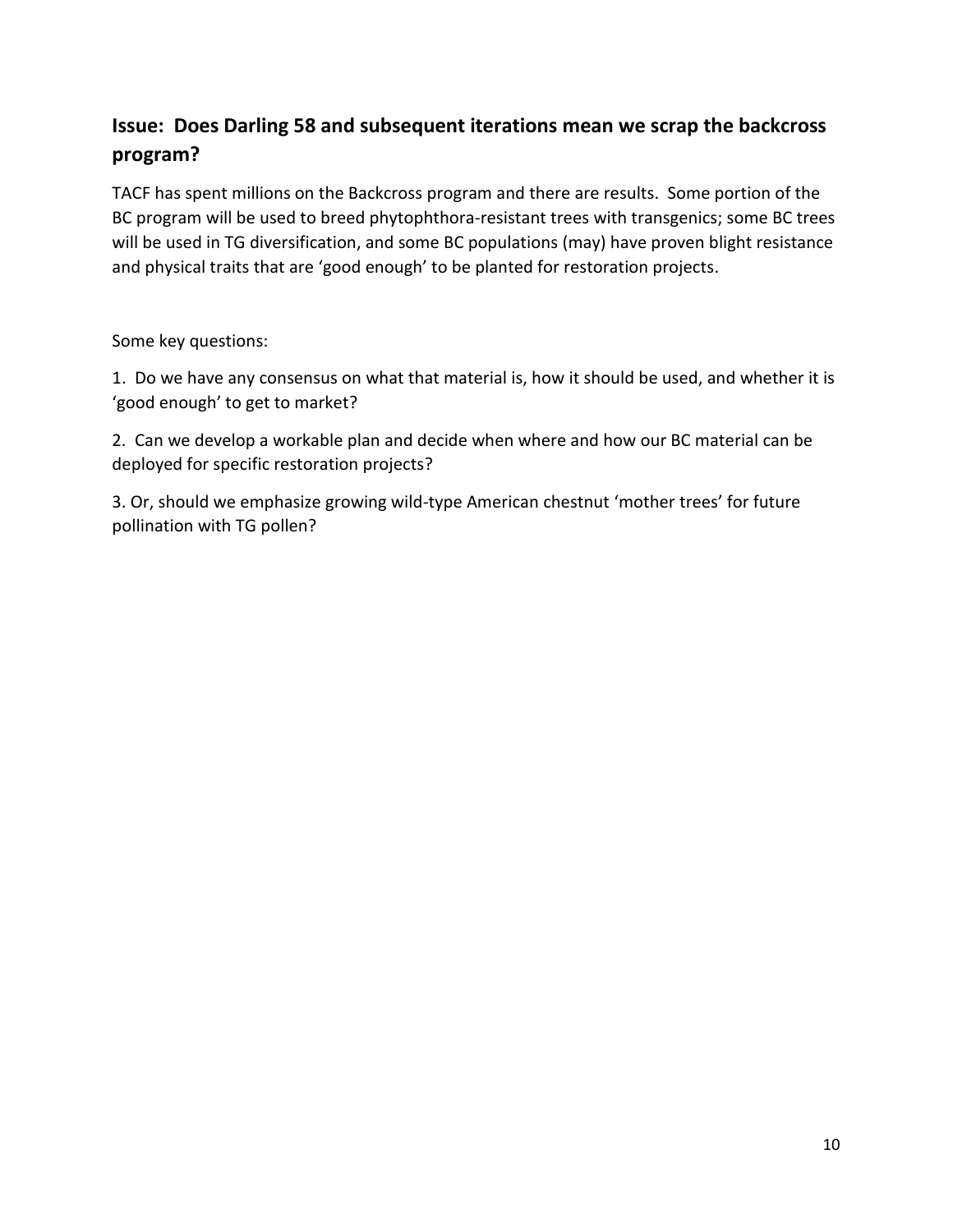## Issue: Does Darling 58 and subsequent iterations mean we scrap the backcross program?

TACF has spent millions on the Backcross program and there are results. Some portion of the BC program will be used to breed phytophthora-resistant trees with transgenics; some BC trees will be used in TG diversification, and some BC populations (may) have proven blight resistance and physical traits that are 'good enough' to be planted for restoration projects.

Some key questions:

1. Do we have any consensus on what that material is, how it should be used, and whether it is 'good enough' to get to market?

2. Can we develop a workable plan and decide when where and how our BC material can be deployed for specific restoration projects?

3. Or, should we emphasize growing wild-type American chestnut 'mother trees' for future pollination with TG pollen?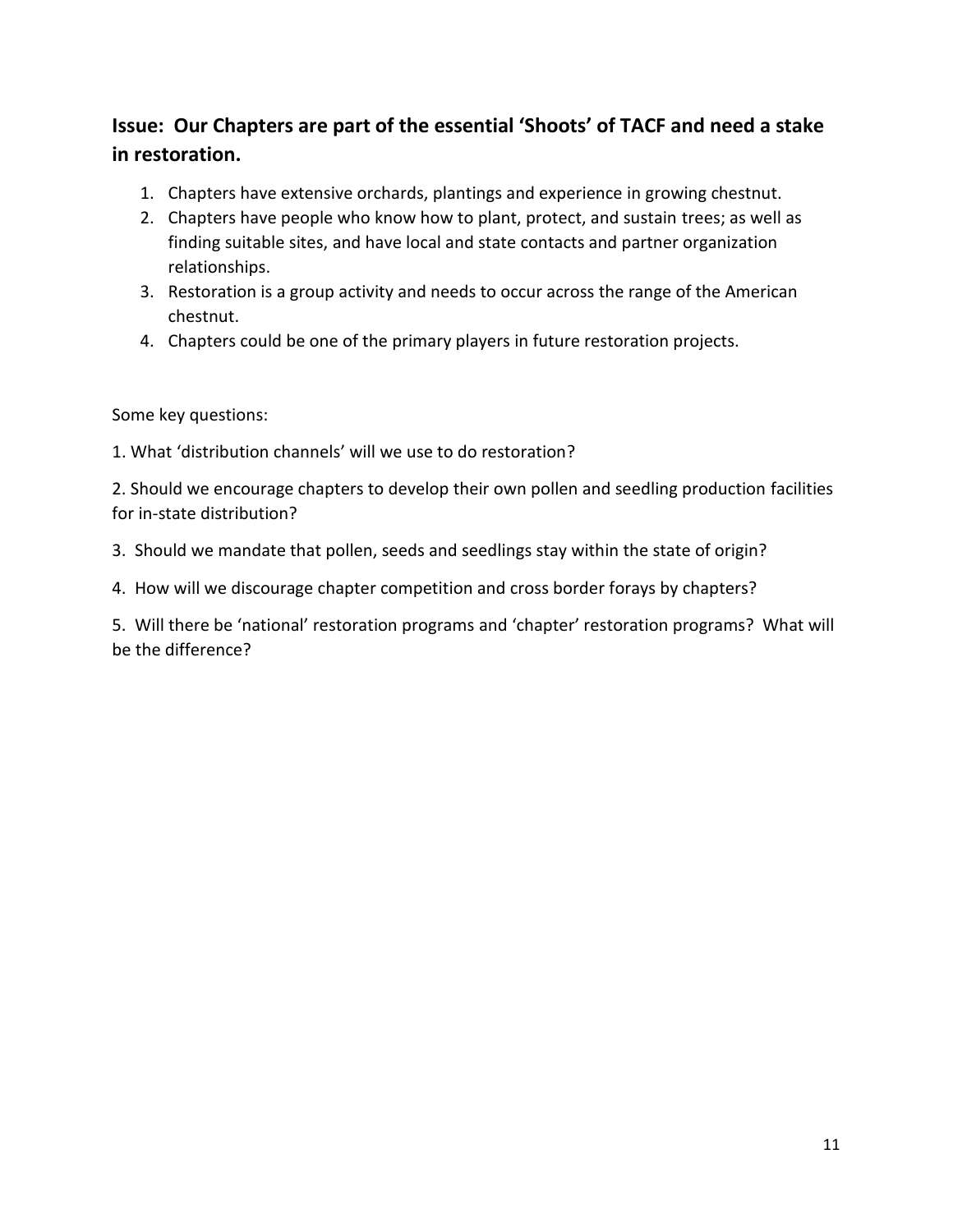## Issue: Our Chapters are part of the essential 'Shoots' of TACF and need a stake in restoration.

1. Chapters have extensive orchards, plantings and experience in growing chestnut.
2. Chapters have people who know how to plant, protect, and sustain trees; as well as finding suitable sites, and have local and state contacts and partner organization relationships.
3. Restoration is a group activity and needs to occur across the range of the American chestnut.
4. Chapters could be one of the primary players in future restoration projects.

Some key questions:

1. What 'distribution channels' will we use to do restoration?

2. Should we encourage chapters to develop their own pollen and seedling production facilities for in-state distribution?

3. Should we mandate that pollen, seeds and seedlings stay within the state of origin?

4. How will we discourage chapter competition and cross border forays by chapters?

5. Will there be 'national' restoration programs and 'chapter' restoration programs? What will be the difference?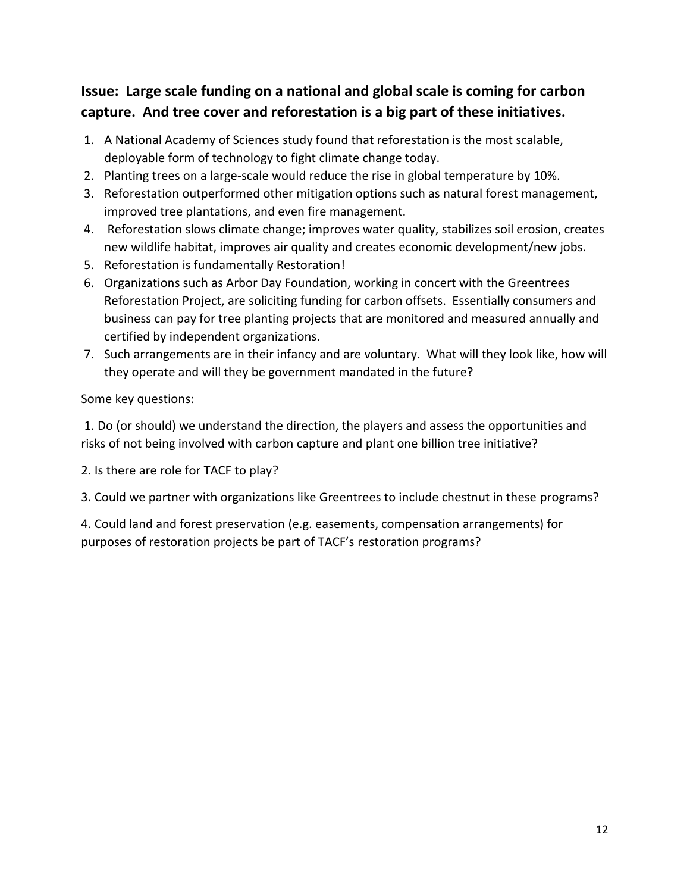## Issue: Large scale funding on a national and global scale is coming for carbon capture. And tree cover and reforestation is a big part of these initiatives.

1. A National Academy of Sciences study found that reforestation is the most scalable, deployable form of technology to fight climate change today.
2. Planting trees on a large-scale would reduce the rise in global temperature by 10%.
3. Reforestation outperformed other mitigation options such as natural forest management, improved tree plantations, and even fire management.
4. Reforestation slows climate change; improves water quality, stabilizes soil erosion, creates new wildlife habitat, improves air quality and creates economic development/new jobs.
5. Reforestation is fundamentally Restoration!
6. Organizations such as Arbor Day Foundation, working in concert with the Greentrees Reforestation Project, are soliciting funding for carbon offsets. Essentially consumers and business can pay for tree planting projects that are monitored and measured annually and certified by independent organizations.
7. Such arrangements are in their infancy and are voluntary. What will they look like, how will they operate and will they be government mandated in the future?

Some key questions:

1. Do (or should) we understand the direction, the players and assess the opportunities and risks of not being involved with carbon capture and plant one billion tree initiative?

2. Is there are role for TACF to play?

3. Could we partner with organizations like Greentrees to include chestnut in these programs?

4. Could land and forest preservation (e.g. easements, compensation arrangements) for purposes of restoration projects be part of TACF's restoration programs?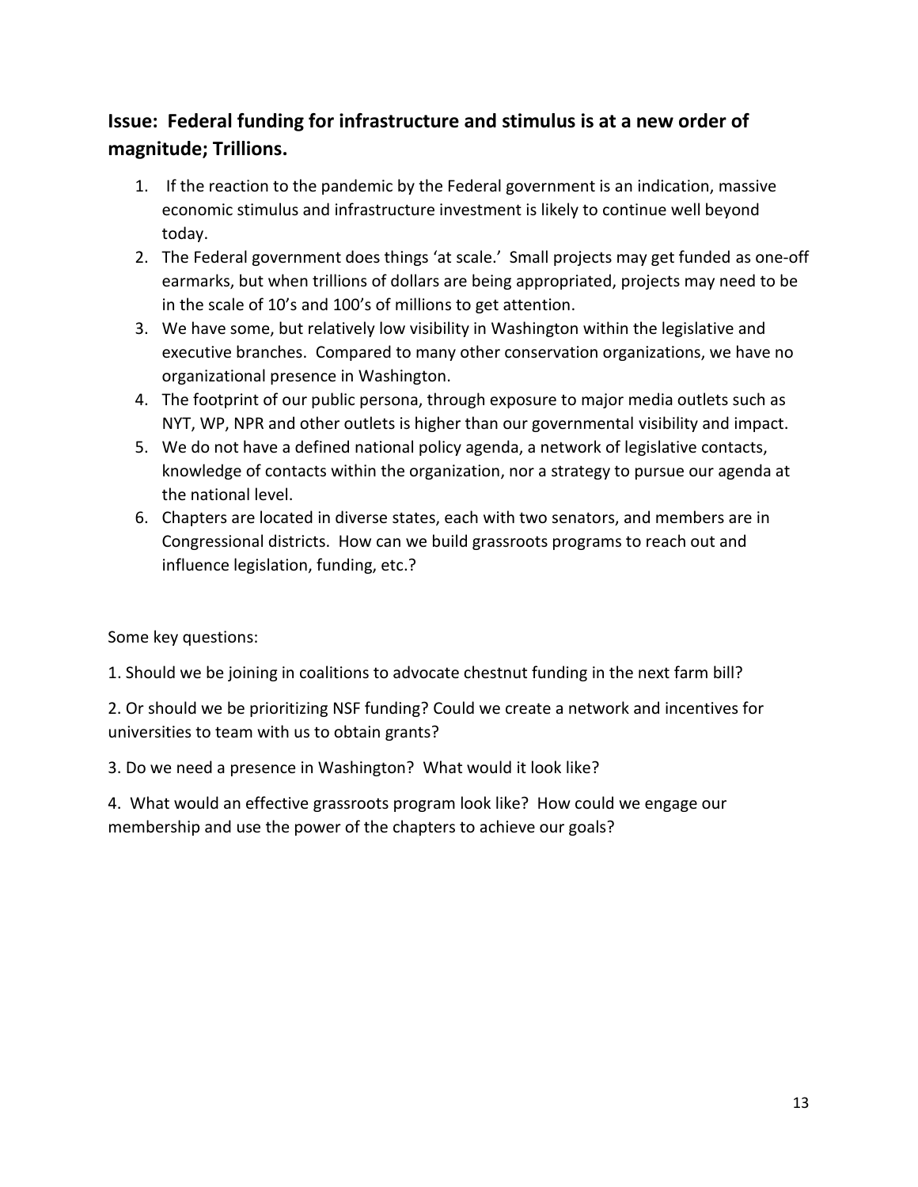## Issue: Federal funding for infrastructure and stimulus is at a new order of magnitude; Trillions.

1. If the reaction to the pandemic by the Federal government is an indication, massive economic stimulus and infrastructure investment is likely to continue well beyond today.
2. The Federal government does things 'at scale.' Small projects may get funded as one-off earmarks, but when trillions of dollars are being appropriated, projects may need to be in the scale of 10's and 100's of millions to get attention.
3. We have some, but relatively low visibility in Washington within the legislative and executive branches. Compared to many other conservation organizations, we have no organizational presence in Washington.
4. The footprint of our public persona, through exposure to major media outlets such as NYT, WP, NPR and other outlets is higher than our governmental visibility and impact.
5. We do not have a defined national policy agenda, a network of legislative contacts, knowledge of contacts within the organization, nor a strategy to pursue our agenda at the national level.
6. Chapters are located in diverse states, each with two senators, and members are in Congressional districts. How can we build grassroots programs to reach out and influence legislation, funding, etc.?

Some key questions:

1. Should we be joining in coalitions to advocate chestnut funding in the next farm bill?

2. Or should we be prioritizing NSF funding? Could we create a network and incentives for universities to team with us to obtain grants?

3. Do we need a presence in Washington? What would it look like?

4. What would an effective grassroots program look like? How could we engage our membership and use the power of the chapters to achieve our goals?